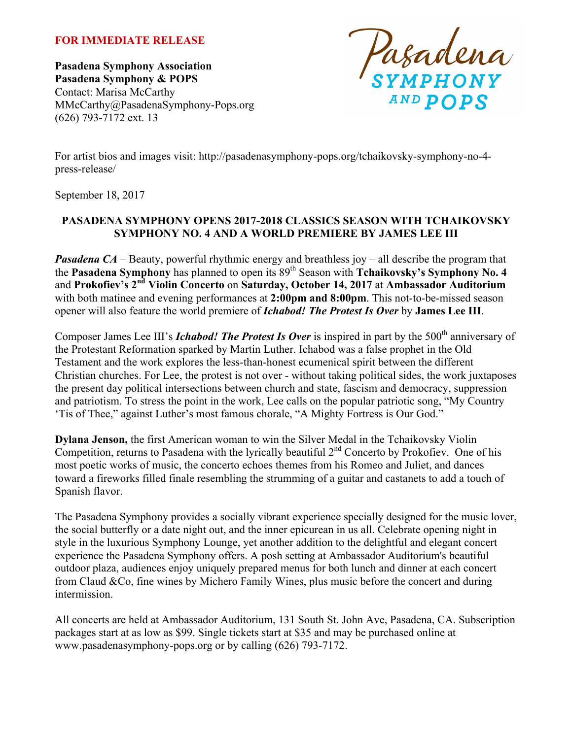**FOR IMMEDIATE RELEASE**

**Pasadena Symphony Association**
**Pasadena Symphony & POPS**
Contact: Marisa McCarthy
MMcCarthy@PasadenaSymphony-Pops.org
(626) 793-7172 ext. 13

Pasadena SYMPHONY AND POPS

For artist bios and images visit: http://pasadenasymphony-pops.org/tchaikovsky-symphony-no-4-press-release/

September 18, 2017

**PASADENA SYMPHONY OPENS 2017-2018 CLASSICS SEASON WITH TCHAIKOVSKY SYMPHONY NO. 4 AND A WORLD PREMIERE BY JAMES LEE III**

***Pasadena CA*** – Beauty, powerful rhythmic energy and breathless joy – all describe the program that the **Pasadena Symphony** has planned to open its 89th Season with **Tchaikovsky's Symphony No. 4** and **Prokofiev's 2nd Violin Concerto** on **Saturday, October 14, 2017** at **Ambassador Auditorium** with both matinee and evening performances at **2:00pm and 8:00pm**. This not-to-be-missed season opener will also feature the world premiere of ***Ichabod! The Protest Is Over*** by **James Lee III**.

Composer James Lee III's ***Ichabod! The Protest Is Over*** is inspired in part by the 500th anniversary of the Protestant Reformation sparked by Martin Luther. Ichabod was a false prophet in the Old Testament and the work explores the less-than-honest ecumenical spirit between the different Christian churches. For Lee, the protest is not over - without taking political sides, the work juxtaposes the present day political intersections between church and state, fascism and democracy, suppression and patriotism. To stress the point in the work, Lee calls on the popular patriotic song, "My Country 'Tis of Thee," against Luther's most famous chorale, "A Mighty Fortress is Our God."

**Dylana Jenson,** the first American woman to win the Silver Medal in the Tchaikovsky Violin Competition, returns to Pasadena with the lyrically beautiful 2nd Concerto by Prokofiev. One of his most poetic works of music, the concerto echoes themes from his Romeo and Juliet, and dances toward a fireworks filled finale resembling the strumming of a guitar and castanets to add a touch of Spanish flavor.

The Pasadena Symphony provides a socially vibrant experience specially designed for the music lover, the social butterfly or a date night out, and the inner epicurean in us all. Celebrate opening night in style in the luxurious Symphony Lounge, yet another addition to the delightful and elegant concert experience the Pasadena Symphony offers. A posh setting at Ambassador Auditorium's beautiful outdoor plaza, audiences enjoy uniquely prepared menus for both lunch and dinner at each concert from Claud &Co, fine wines by Michero Family Wines, plus music before the concert and during intermission.

All concerts are held at Ambassador Auditorium, 131 South St. John Ave, Pasadena, CA. Subscription packages start at as low as $99. Single tickets start at $35 and may be purchased online at www.pasadenasymphony-pops.org or by calling (626) 793-7172.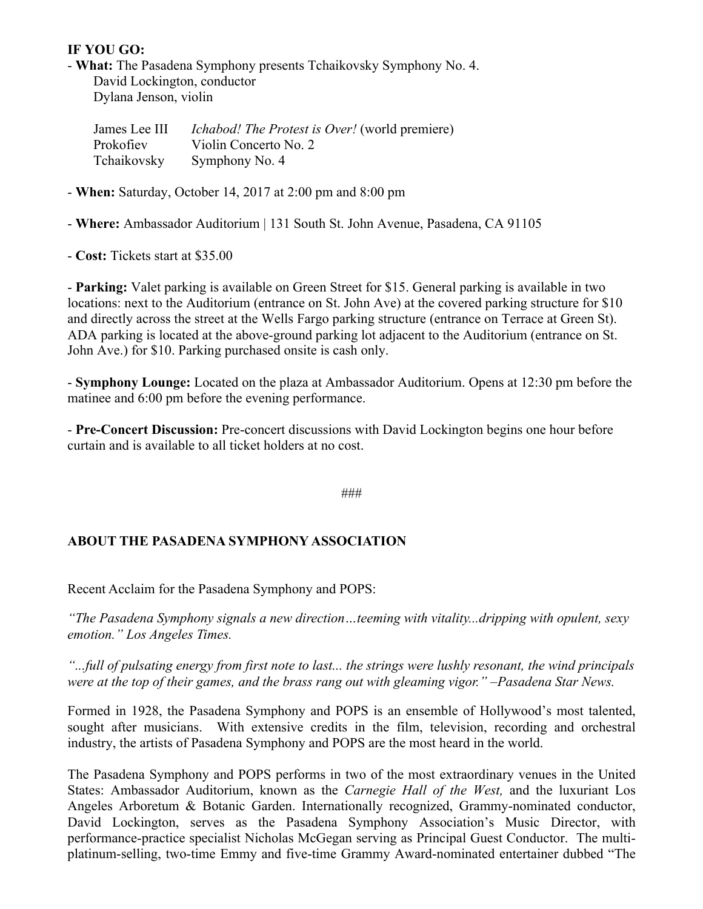**IF YOU GO:**

- **What:** The Pasadena Symphony presents Tchaikovsky Symphony No. 4.
  David Lockington, conductor
  Dylana Jenson, violin

  | | |
  |---|---|
  | James Lee III | *Ichabod! The Protest is Over!* (world premiere) |
  | Prokofiev | Violin Concerto No. 2 |
  | Tchaikovsky | Symphony No. 4 |

- **When:** Saturday, October 14, 2017 at 2:00 pm and 8:00 pm

- **Where:** Ambassador Auditorium | 131 South St. John Avenue, Pasadena, CA 91105

- **Cost:** Tickets start at $35.00

- **Parking:** Valet parking is available on Green Street for $15. General parking is available in two locations: next to the Auditorium (entrance on St. John Ave) at the covered parking structure for $10 and directly across the street at the Wells Fargo parking structure (entrance on Terrace at Green St). ADA parking is located at the above-ground parking lot adjacent to the Auditorium (entrance on St. John Ave.) for $10. Parking purchased onsite is cash only.

- **Symphony Lounge:** Located on the plaza at Ambassador Auditorium. Opens at 12:30 pm before the matinee and 6:00 pm before the evening performance.

- **Pre-Concert Discussion:** Pre-concert discussions with David Lockington begins one hour before curtain and is available to all ticket holders at no cost.

###

**ABOUT THE PASADENA SYMPHONY ASSOCIATION**

Recent Acclaim for the Pasadena Symphony and POPS:

*"The Pasadena Symphony signals a new direction…teeming with vitality...dripping with opulent, sexy emotion." Los Angeles Times.*

*"...full of pulsating energy from first note to last... the strings were lushly resonant, the wind principals were at the top of their games, and the brass rang out with gleaming vigor." –Pasadena Star News.*

Formed in 1928, the Pasadena Symphony and POPS is an ensemble of Hollywood's most talented, sought after musicians. With extensive credits in the film, television, recording and orchestral industry, the artists of Pasadena Symphony and POPS are the most heard in the world.

The Pasadena Symphony and POPS performs in two of the most extraordinary venues in the United States: Ambassador Auditorium, known as the *Carnegie Hall of the West,* and the luxuriant Los Angeles Arboretum & Botanic Garden. Internationally recognized, Grammy-nominated conductor, David Lockington, serves as the Pasadena Symphony Association's Music Director, with performance-practice specialist Nicholas McGegan serving as Principal Guest Conductor. The multi-platinum-selling, two-time Emmy and five-time Grammy Award-nominated entertainer dubbed "The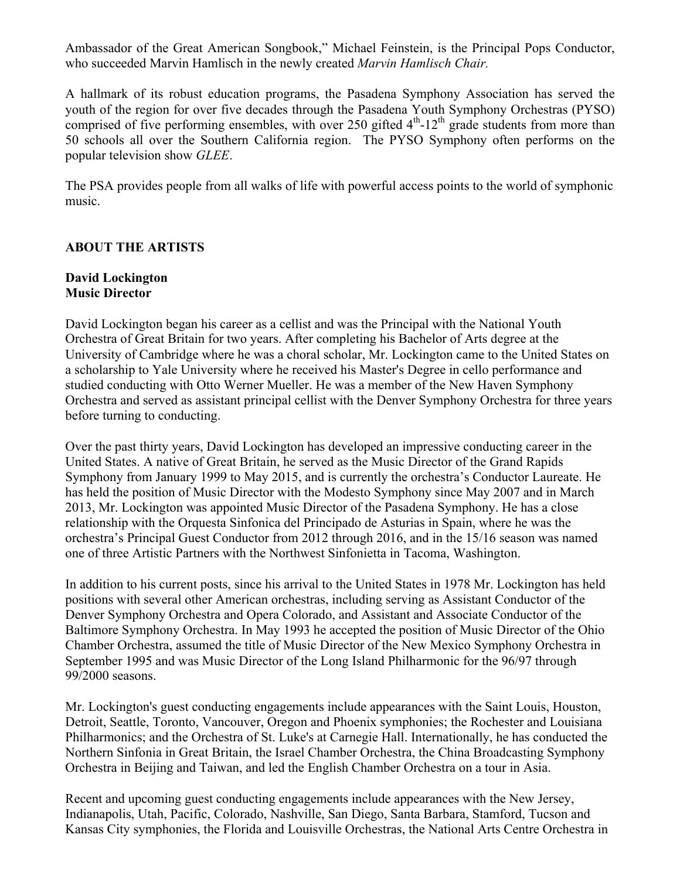Ambassador of the Great American Songbook," Michael Feinstein, is the Principal Pops Conductor, who succeeded Marvin Hamlisch in the newly created *Marvin Hamlisch Chair.*

A hallmark of its robust education programs, the Pasadena Symphony Association has served the youth of the region for over five decades through the Pasadena Youth Symphony Orchestras (PYSO) comprised of five performing ensembles, with over 250 gifted 4th-12th grade students from more than 50 schools all over the Southern California region. The PYSO Symphony often performs on the popular television show *GLEE*.

The PSA provides people from all walks of life with powerful access points to the world of symphonic music.

## ABOUT THE ARTISTS

### David Lockington
### Music Director

David Lockington began his career as a cellist and was the Principal with the National Youth Orchestra of Great Britain for two years. After completing his Bachelor of Arts degree at the University of Cambridge where he was a choral scholar, Mr. Lockington came to the United States on a scholarship to Yale University where he received his Master's Degree in cello performance and studied conducting with Otto Werner Mueller. He was a member of the New Haven Symphony Orchestra and served as assistant principal cellist with the Denver Symphony Orchestra for three years before turning to conducting.

Over the past thirty years, David Lockington has developed an impressive conducting career in the United States. A native of Great Britain, he served as the Music Director of the Grand Rapids Symphony from January 1999 to May 2015, and is currently the orchestra's Conductor Laureate. He has held the position of Music Director with the Modesto Symphony since May 2007 and in March 2013, Mr. Lockington was appointed Music Director of the Pasadena Symphony. He has a close relationship with the Orquesta Sinfonica del Principado de Asturias in Spain, where he was the orchestra's Principal Guest Conductor from 2012 through 2016, and in the 15/16 season was named one of three Artistic Partners with the Northwest Sinfonietta in Tacoma, Washington.

In addition to his current posts, since his arrival to the United States in 1978 Mr. Lockington has held positions with several other American orchestras, including serving as Assistant Conductor of the Denver Symphony Orchestra and Opera Colorado, and Assistant and Associate Conductor of the Baltimore Symphony Orchestra. In May 1993 he accepted the position of Music Director of the Ohio Chamber Orchestra, assumed the title of Music Director of the New Mexico Symphony Orchestra in September 1995 and was Music Director of the Long Island Philharmonic for the 96/97 through 99/2000 seasons.

Mr. Lockington's guest conducting engagements include appearances with the Saint Louis, Houston, Detroit, Seattle, Toronto, Vancouver, Oregon and Phoenix symphonies; the Rochester and Louisiana Philharmonics; and the Orchestra of St. Luke's at Carnegie Hall. Internationally, he has conducted the Northern Sinfonia in Great Britain, the Israel Chamber Orchestra, the China Broadcasting Symphony Orchestra in Beijing and Taiwan, and led the English Chamber Orchestra on a tour in Asia.

Recent and upcoming guest conducting engagements include appearances with the New Jersey, Indianapolis, Utah, Pacific, Colorado, Nashville, San Diego, Santa Barbara, Stamford, Tucson and Kansas City symphonies, the Florida and Louisville Orchestras, the National Arts Centre Orchestra in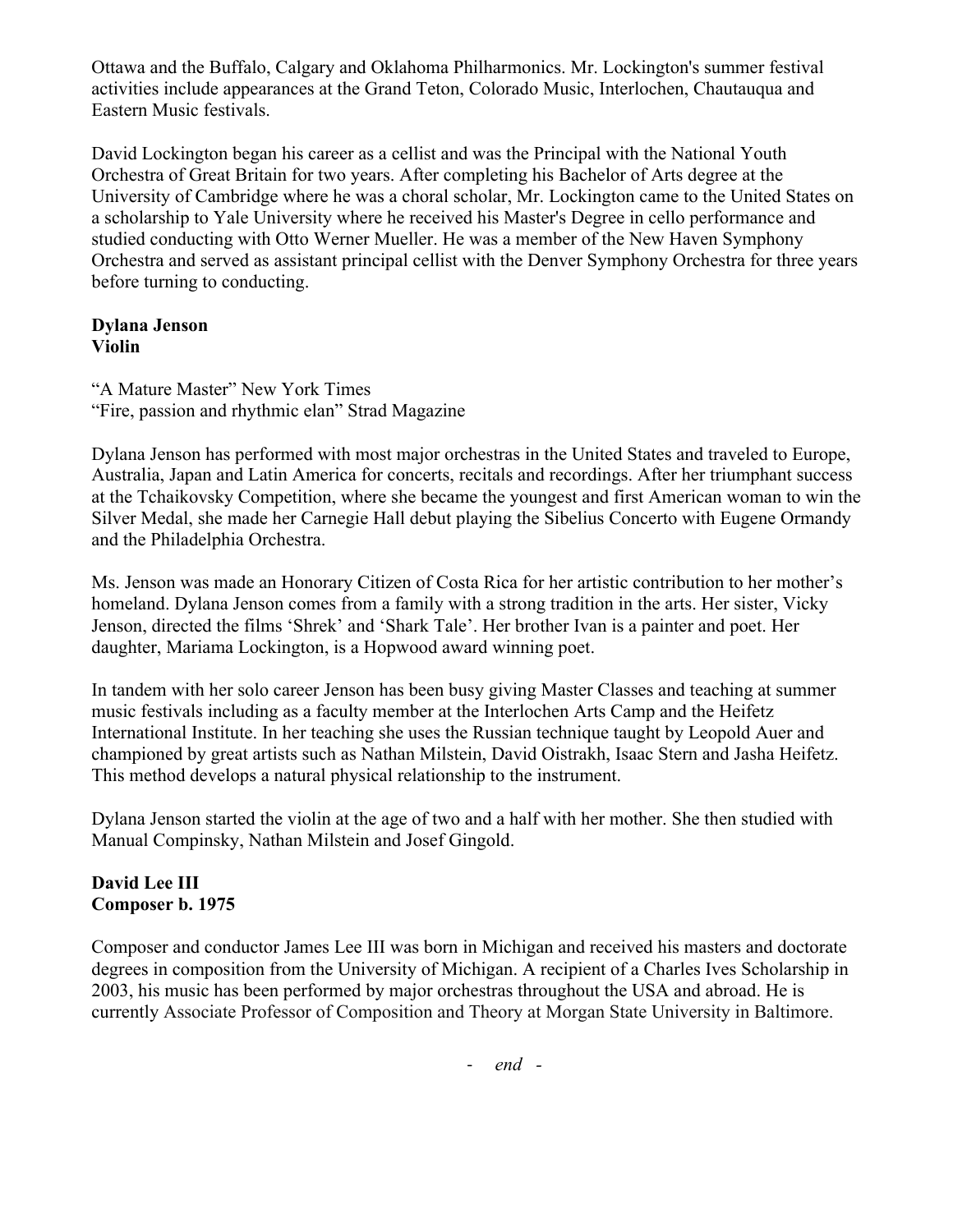Ottawa and the Buffalo, Calgary and Oklahoma Philharmonics. Mr. Lockington's summer festival activities include appearances at the Grand Teton, Colorado Music, Interlochen, Chautauqua and Eastern Music festivals.

David Lockington began his career as a cellist and was the Principal with the National Youth Orchestra of Great Britain for two years. After completing his Bachelor of Arts degree at the University of Cambridge where he was a choral scholar, Mr. Lockington came to the United States on a scholarship to Yale University where he received his Master's Degree in cello performance and studied conducting with Otto Werner Mueller. He was a member of the New Haven Symphony Orchestra and served as assistant principal cellist with the Denver Symphony Orchestra for three years before turning to conducting.

**Dylana Jenson**
**Violin**

"A Mature Master" New York Times
"Fire, passion and rhythmic elan" Strad Magazine

Dylana Jenson has performed with most major orchestras in the United States and traveled to Europe, Australia, Japan and Latin America for concerts, recitals and recordings. After her triumphant success at the Tchaikovsky Competition, where she became the youngest and first American woman to win the Silver Medal, she made her Carnegie Hall debut playing the Sibelius Concerto with Eugene Ormandy and the Philadelphia Orchestra.

Ms. Jenson was made an Honorary Citizen of Costa Rica for her artistic contribution to her mother's homeland. Dylana Jenson comes from a family with a strong tradition in the arts. Her sister, Vicky Jenson, directed the films 'Shrek' and 'Shark Tale'. Her brother Ivan is a painter and poet. Her daughter, Mariama Lockington, is a Hopwood award winning poet.

In tandem with her solo career Jenson has been busy giving Master Classes and teaching at summer music festivals including as a faculty member at the Interlochen Arts Camp and the Heifetz International Institute. In her teaching she uses the Russian technique taught by Leopold Auer and championed by great artists such as Nathan Milstein, David Oistrakh, Isaac Stern and Jasha Heifetz. This method develops a natural physical relationship to the instrument.

Dylana Jenson started the violin at the age of two and a half with her mother. She then studied with Manual Compinsky, Nathan Milstein and Josef Gingold.

**David Lee III**
**Composer b. 1975**

Composer and conductor James Lee III was born in Michigan and received his masters and doctorate degrees in composition from the University of Michigan. A recipient of a Charles Ives Scholarship in 2003, his music has been performed by major orchestras throughout the USA and abroad. He is currently Associate Professor of Composition and Theory at Morgan State University in Baltimore.

\- *end* -